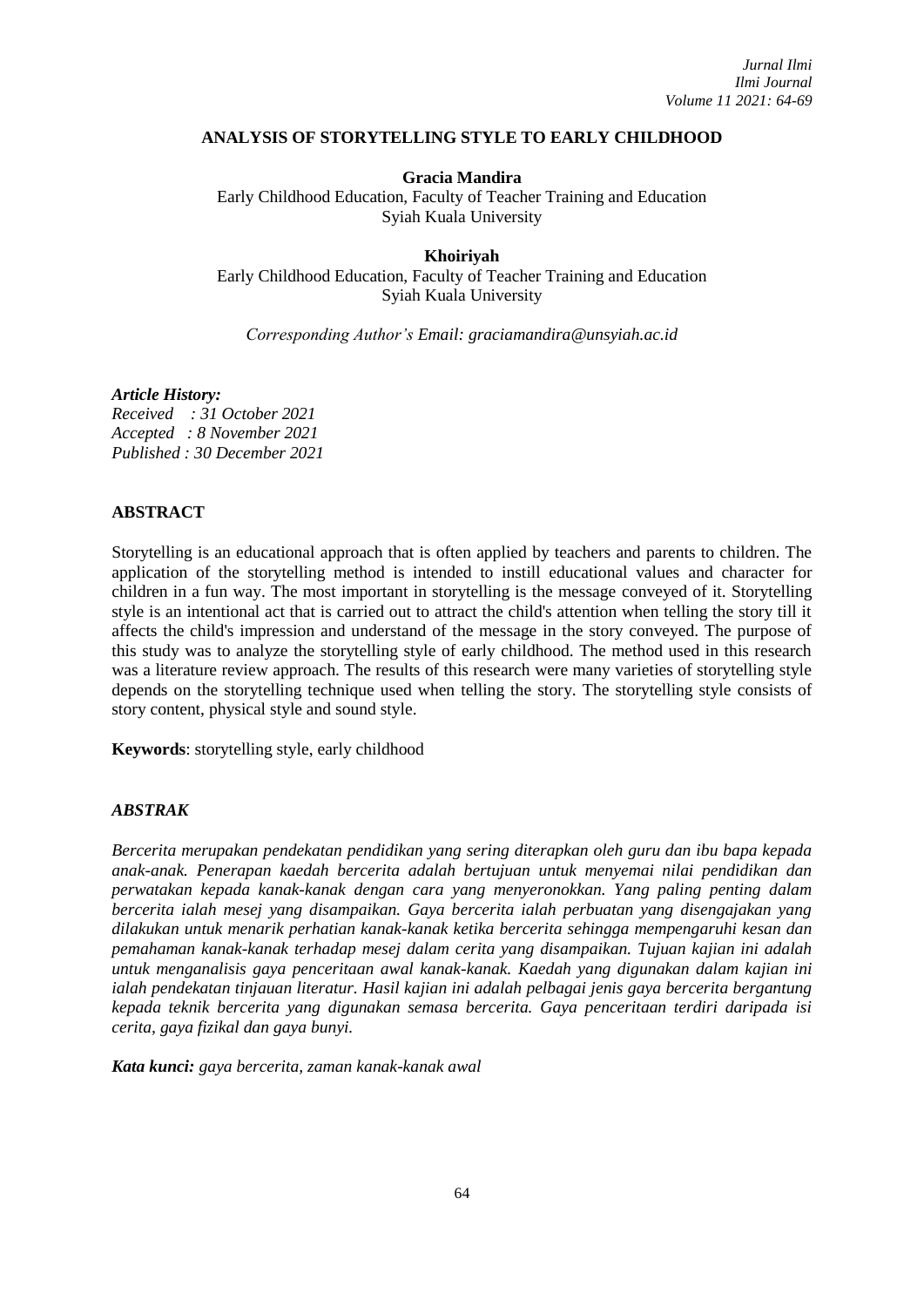# ANALYSIS OF STORYTELLING STYLE TO EARLY CHILDHOOD

**Gracia Mandira**
Early Childhood Education, Faculty of Teacher Training and Education
Syiah Kuala University

**Khoiriyah**
Early Childhood Education, Faculty of Teacher Training and Education
Syiah Kuala University

*Corresponding Author's Email: graciamandira@unsyiah.ac.id*

***Article History:***
*Received : 31 October 2021*
*Accepted : 8 November 2021*
*Published : 30 December 2021*

## ABSTRACT

Storytelling is an educational approach that is often applied by teachers and parents to children. The application of the storytelling method is intended to instill educational values and character for children in a fun way. The most important in storytelling is the message conveyed of it. Storytelling style is an intentional act that is carried out to attract the child's attention when telling the story till it affects the child's impression and understand of the message in the story conveyed. The purpose of this study was to analyze the storytelling style of early childhood. The method used in this research was a literature review approach. The results of this research were many varieties of storytelling style depends on the storytelling technique used when telling the story. The storytelling style consists of story content, physical style and sound style.

**Keywords**: storytelling style, early childhood

## *ABSTRAK*

*Bercerita merupakan pendekatan pendidikan yang sering diterapkan oleh guru dan ibu bapa kepada anak-anak. Penerapan kaedah bercerita adalah bertujuan untuk menyemai nilai pendidikan dan perwatakan kepada kanak-kanak dengan cara yang menyeronokkan. Yang paling penting dalam bercerita ialah mesej yang disampaikan. Gaya bercerita ialah perbuatan yang disengajakan yang dilakukan untuk menarik perhatian kanak-kanak ketika bercerita sehingga mempengaruhi kesan dan pemahaman kanak-kanak terhadap mesej dalam cerita yang disampaikan. Tujuan kajian ini adalah untuk menganalisis gaya penceritaan awal kanak-kanak. Kaedah yang digunakan dalam kajian ini ialah pendekatan tinjauan literatur. Hasil kajian ini adalah pelbagai jenis gaya bercerita bergantung kepada teknik bercerita yang digunakan semasa bercerita. Gaya penceritaan terdiri daripada isi cerita, gaya fizikal dan gaya bunyi.*

***Kata kunci:*** *gaya bercerita, zaman kanak-kanak awal*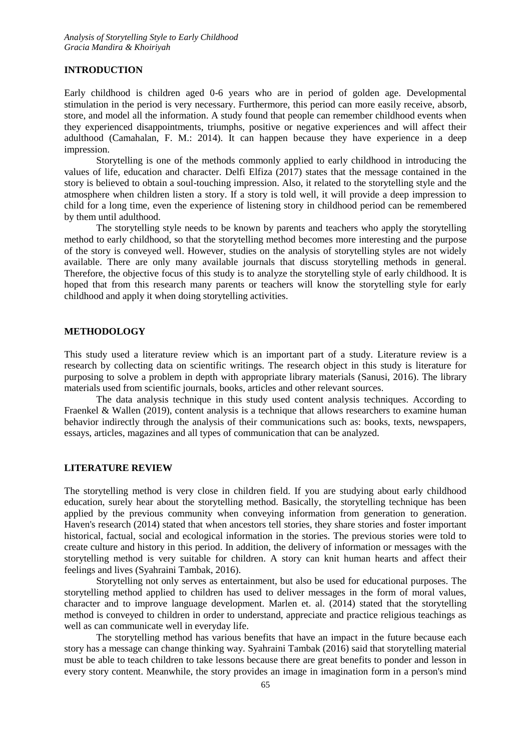## INTRODUCTION

Early childhood is children aged 0-6 years who are in period of golden age. Developmental stimulation in the period is very necessary. Furthermore, this period can more easily receive, absorb, store, and model all the information. A study found that people can remember childhood events when they experienced disappointments, triumphs, positive or negative experiences and will affect their adulthood (Camahalan, F. M.: 2014). It can happen because they have experience in a deep impression.

Storytelling is one of the methods commonly applied to early childhood in introducing the values of life, education and character. Delfi Elfiza (2017) states that the message contained in the story is believed to obtain a soul-touching impression. Also, it related to the storytelling style and the atmosphere when children listen a story. If a story is told well, it will provide a deep impression to child for a long time, even the experience of listening story in childhood period can be remembered by them until adulthood.

The storytelling style needs to be known by parents and teachers who apply the storytelling method to early childhood, so that the storytelling method becomes more interesting and the purpose of the story is conveyed well. However, studies on the analysis of storytelling styles are not widely available. There are only many available journals that discuss storytelling methods in general. Therefore, the objective focus of this study is to analyze the storytelling style of early childhood. It is hoped that from this research many parents or teachers will know the storytelling style for early childhood and apply it when doing storytelling activities.

## METHODOLOGY

This study used a literature review which is an important part of a study. Literature review is a research by collecting data on scientific writings. The research object in this study is literature for purposing to solve a problem in depth with appropriate library materials (Sanusi, 2016). The library materials used from scientific journals, books, articles and other relevant sources.

The data analysis technique in this study used content analysis techniques. According to Fraenkel & Wallen (2019), content analysis is a technique that allows researchers to examine human behavior indirectly through the analysis of their communications such as: books, texts, newspapers, essays, articles, magazines and all types of communication that can be analyzed.

## LITERATURE REVIEW

The storytelling method is very close in children field. If you are studying about early childhood education, surely hear about the storytelling method. Basically, the storytelling technique has been applied by the previous community when conveying information from generation to generation. Haven's research (2014) stated that when ancestors tell stories, they share stories and foster important historical, factual, social and ecological information in the stories. The previous stories were told to create culture and history in this period. In addition, the delivery of information or messages with the storytelling method is very suitable for children. A story can knit human hearts and affect their feelings and lives (Syahraini Tambak, 2016).

Storytelling not only serves as entertainment, but also be used for educational purposes. The storytelling method applied to children has used to deliver messages in the form of moral values, character and to improve language development. Marlen et. al. (2014) stated that the storytelling method is conveyed to children in order to understand, appreciate and practice religious teachings as well as can communicate well in everyday life.

The storytelling method has various benefits that have an impact in the future because each story has a message can change thinking way. Syahraini Tambak (2016) said that storytelling material must be able to teach children to take lessons because there are great benefits to ponder and lesson in every story content. Meanwhile, the story provides an image in imagination form in a person's mind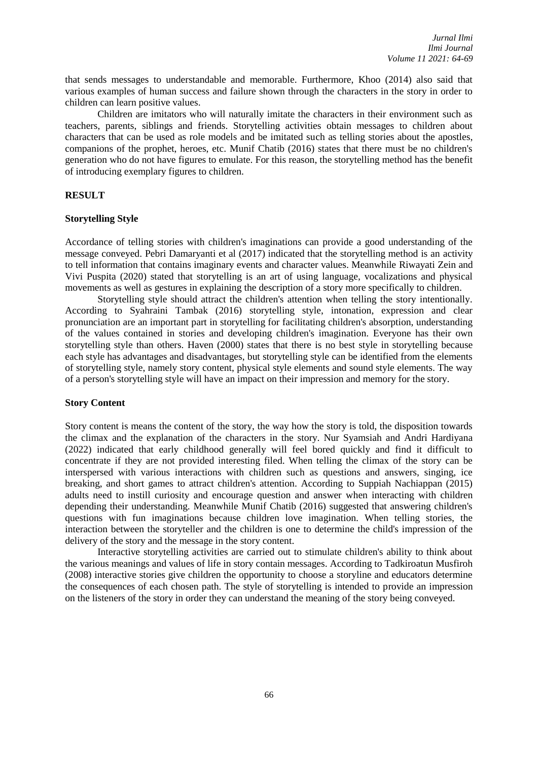that sends messages to understandable and memorable. Furthermore, Khoo (2014) also said that various examples of human success and failure shown through the characters in the story in order to children can learn positive values.

Children are imitators who will naturally imitate the characters in their environment such as teachers, parents, siblings and friends. Storytelling activities obtain messages to children about characters that can be used as role models and be imitated such as telling stories about the apostles, companions of the prophet, heroes, etc. Munif Chatib (2016) states that there must be no children's generation who do not have figures to emulate. For this reason, the storytelling method has the benefit of introducing exemplary figures to children.

## RESULT

### Storytelling Style

Accordance of telling stories with children's imaginations can provide a good understanding of the message conveyed. Pebri Damaryanti et al (2017) indicated that the storytelling method is an activity to tell information that contains imaginary events and character values. Meanwhile Riwayati Zein and Vivi Puspita (2020) stated that storytelling is an art of using language, vocalizations and physical movements as well as gestures in explaining the description of a story more specifically to children.

Storytelling style should attract the children's attention when telling the story intentionally. According to Syahraini Tambak (2016) storytelling style, intonation, expression and clear pronunciation are an important part in storytelling for facilitating children's absorption, understanding of the values contained in stories and developing children's imagination. Everyone has their own storytelling style than others. Haven (2000) states that there is no best style in storytelling because each style has advantages and disadvantages, but storytelling style can be identified from the elements of storytelling style, namely story content, physical style elements and sound style elements. The way of a person's storytelling style will have an impact on their impression and memory for the story.

### Story Content

Story content is means the content of the story, the way how the story is told, the disposition towards the climax and the explanation of the characters in the story. Nur Syamsiah and Andri Hardiyana (2022) indicated that early childhood generally will feel bored quickly and find it difficult to concentrate if they are not provided interesting filed. When telling the climax of the story can be interspersed with various interactions with children such as questions and answers, singing, ice breaking, and short games to attract children's attention. According to Suppiah Nachiappan (2015) adults need to instill curiosity and encourage question and answer when interacting with children depending their understanding. Meanwhile Munif Chatib (2016) suggested that answering children's questions with fun imaginations because children love imagination. When telling stories, the interaction between the storyteller and the children is one to determine the child's impression of the delivery of the story and the message in the story content.

Interactive storytelling activities are carried out to stimulate children's ability to think about the various meanings and values of life in story contain messages. According to Tadkiroatun Musfiroh (2008) interactive stories give children the opportunity to choose a storyline and educators determine the consequences of each chosen path. The style of storytelling is intended to provide an impression on the listeners of the story in order they can understand the meaning of the story being conveyed.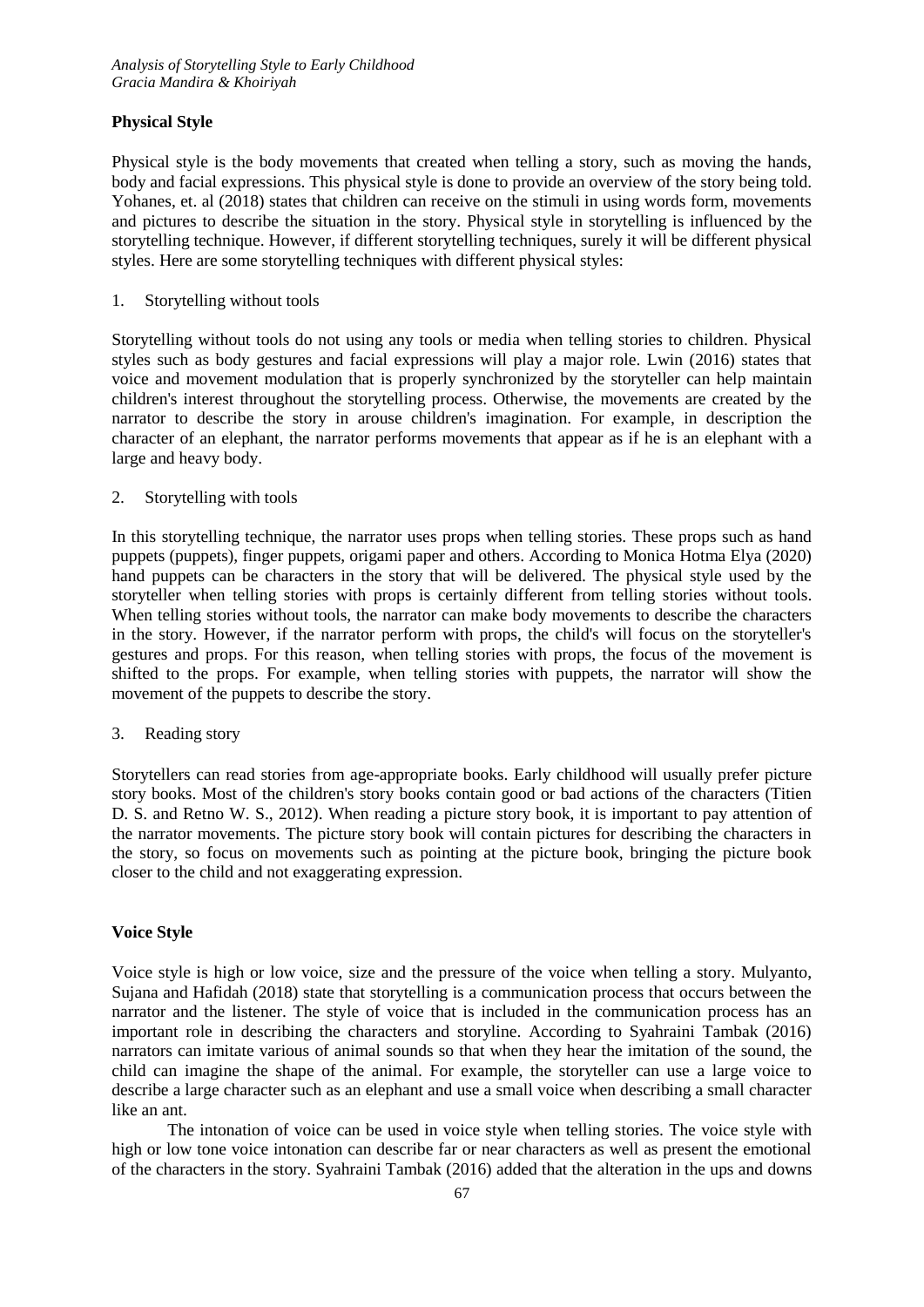## Physical Style

Physical style is the body movements that created when telling a story, such as moving the hands, body and facial expressions. This physical style is done to provide an overview of the story being told. Yohanes, et. al (2018) states that children can receive on the stimuli in using words form, movements and pictures to describe the situation in the story. Physical style in storytelling is influenced by the storytelling technique. However, if different storytelling techniques, surely it will be different physical styles. Here are some storytelling techniques with different physical styles:

1. Storytelling without tools

Storytelling without tools do not using any tools or media when telling stories to children. Physical styles such as body gestures and facial expressions will play a major role. Lwin (2016) states that voice and movement modulation that is properly synchronized by the storyteller can help maintain children's interest throughout the storytelling process. Otherwise, the movements are created by the narrator to describe the story in arouse children's imagination. For example, in description the character of an elephant, the narrator performs movements that appear as if he is an elephant with a large and heavy body.

2. Storytelling with tools

In this storytelling technique, the narrator uses props when telling stories. These props such as hand puppets (puppets), finger puppets, origami paper and others. According to Monica Hotma Elya (2020) hand puppets can be characters in the story that will be delivered. The physical style used by the storyteller when telling stories with props is certainly different from telling stories without tools. When telling stories without tools, the narrator can make body movements to describe the characters in the story. However, if the narrator perform with props, the child's will focus on the storyteller's gestures and props. For this reason, when telling stories with props, the focus of the movement is shifted to the props. For example, when telling stories with puppets, the narrator will show the movement of the puppets to describe the story.

3. Reading story

Storytellers can read stories from age-appropriate books. Early childhood will usually prefer picture story books. Most of the children's story books contain good or bad actions of the characters (Titien D. S. and Retno W. S., 2012). When reading a picture story book, it is important to pay attention of the narrator movements. The picture story book will contain pictures for describing the characters in the story, so focus on movements such as pointing at the picture book, bringing the picture book closer to the child and not exaggerating expression.

## Voice Style

Voice style is high or low voice, size and the pressure of the voice when telling a story. Mulyanto, Sujana and Hafidah (2018) state that storytelling is a communication process that occurs between the narrator and the listener. The style of voice that is included in the communication process has an important role in describing the characters and storyline. According to Syahraini Tambak (2016) narrators can imitate various of animal sounds so that when they hear the imitation of the sound, the child can imagine the shape of the animal. For example, the storyteller can use a large voice to describe a large character such as an elephant and use a small voice when describing a small character like an ant.

The intonation of voice can be used in voice style when telling stories. The voice style with high or low tone voice intonation can describe far or near characters as well as present the emotional of the characters in the story. Syahraini Tambak (2016) added that the alteration in the ups and downs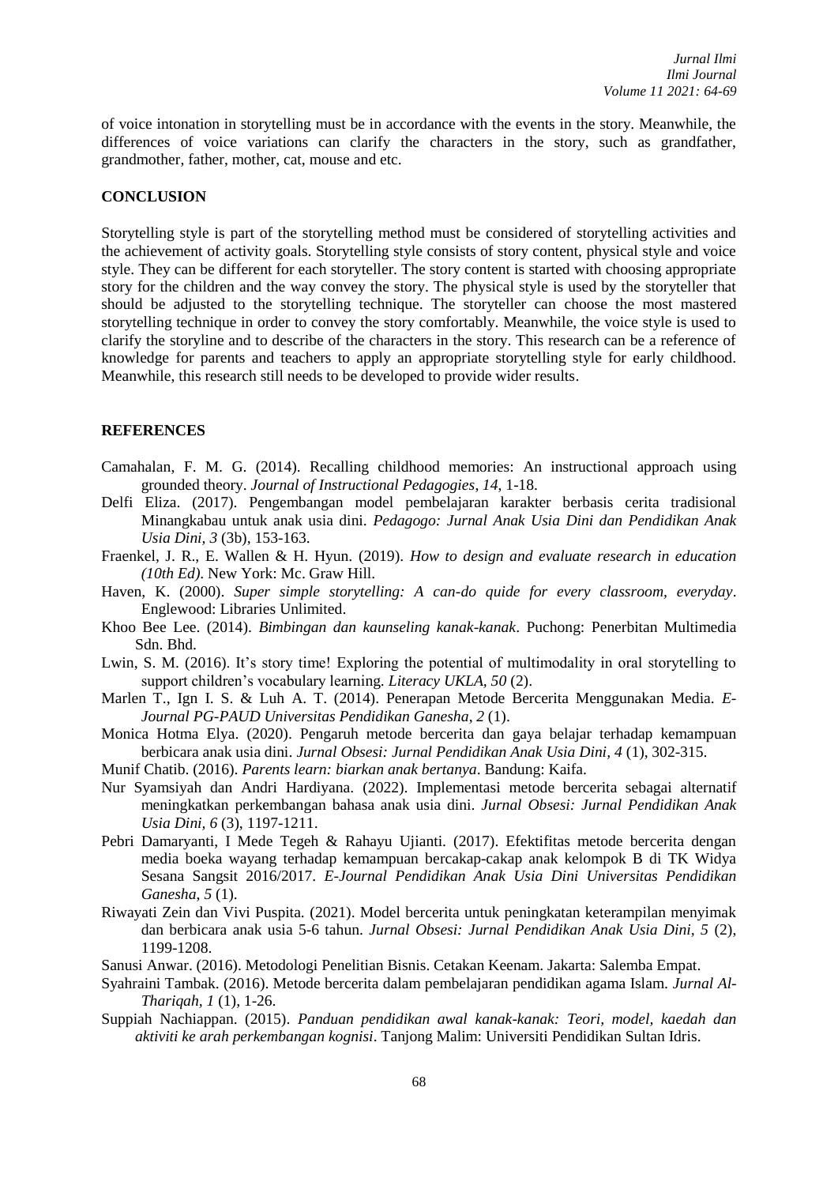of voice intonation in storytelling must be in accordance with the events in the story. Meanwhile, the differences of voice variations can clarify the characters in the story, such as grandfather, grandmother, father, mother, cat, mouse and etc.

## CONCLUSION

Storytelling style is part of the storytelling method must be considered of storytelling activities and the achievement of activity goals. Storytelling style consists of story content, physical style and voice style. They can be different for each storyteller. The story content is started with choosing appropriate story for the children and the way convey the story. The physical style is used by the storyteller that should be adjusted to the storytelling technique. The storyteller can choose the most mastered storytelling technique in order to convey the story comfortably. Meanwhile, the voice style is used to clarify the storyline and to describe of the characters in the story. This research can be a reference of knowledge for parents and teachers to apply an appropriate storytelling style for early childhood. Meanwhile, this research still needs to be developed to provide wider results.

## REFERENCES

Camahalan, F. M. G. (2014). Recalling childhood memories: An instructional approach using grounded theory. *Journal of Instructional Pedagogies*, *14*, 1-18.

Delfi Eliza. (2017). Pengembangan model pembelajaran karakter berbasis cerita tradisional Minangkabau untuk anak usia dini. *Pedagogo: Jurnal Anak Usia Dini dan Pendidikan Anak Usia Dini, 3* (3b), 153-163.

Fraenkel, J. R., E. Wallen & H. Hyun. (2019). *How to design and evaluate research in education (10th Ed)*. New York: Mc. Graw Hill.

Haven, K. (2000). *Super simple storytelling: A can-do quide for every classroom, everyday*. Englewood: Libraries Unlimited.

Khoo Bee Lee. (2014). *Bimbingan dan kaunseling kanak-kanak*. Puchong: Penerbitan Multimedia Sdn. Bhd.

Lwin, S. M. (2016). It's story time! Exploring the potential of multimodality in oral storytelling to support children's vocabulary learning. *Literacy UKLA, 50* (2).

Marlen T., Ign I. S. & Luh A. T. (2014). Penerapan Metode Bercerita Menggunakan Media. *E-Journal PG-PAUD Universitas Pendidikan Ganesha*, *2* (1).

Monica Hotma Elya. (2020). Pengaruh metode bercerita dan gaya belajar terhadap kemampuan berbicara anak usia dini. *Jurnal Obsesi: Jurnal Pendidikan Anak Usia Dini, 4* (1), 302-315.

Munif Chatib. (2016). *Parents learn: biarkan anak bertanya*. Bandung: Kaifa.

Nur Syamsiyah dan Andri Hardiyana. (2022). Implementasi metode bercerita sebagai alternatif meningkatkan perkembangan bahasa anak usia dini. *Jurnal Obsesi: Jurnal Pendidikan Anak Usia Dini, 6* (3), 1197-1211.

Pebri Damaryanti, I Mede Tegeh & Rahayu Ujianti. (2017). Efektifitas metode bercerita dengan media boeka wayang terhadap kemampuan bercakap-cakap anak kelompok B di TK Widya Sesana Sangsit 2016/2017. *E-Journal Pendidikan Anak Usia Dini Universitas Pendidikan Ganesha*, *5* (1).

Riwayati Zein dan Vivi Puspita. (2021). Model bercerita untuk peningkatan keterampilan menyimak dan berbicara anak usia 5-6 tahun. *Jurnal Obsesi: Jurnal Pendidikan Anak Usia Dini, 5* (2), 1199-1208.

Sanusi Anwar. (2016). Metodologi Penelitian Bisnis. Cetakan Keenam. Jakarta: Salemba Empat.

Syahraini Tambak. (2016). Metode bercerita dalam pembelajaran pendidikan agama Islam. *Jurnal Al-Thariqah, 1* (1), 1-26.

Suppiah Nachiappan. (2015). *Panduan pendidikan awal kanak-kanak: Teori, model, kaedah dan aktiviti ke arah perkembangan kognisi*. Tanjong Malim: Universiti Pendidikan Sultan Idris.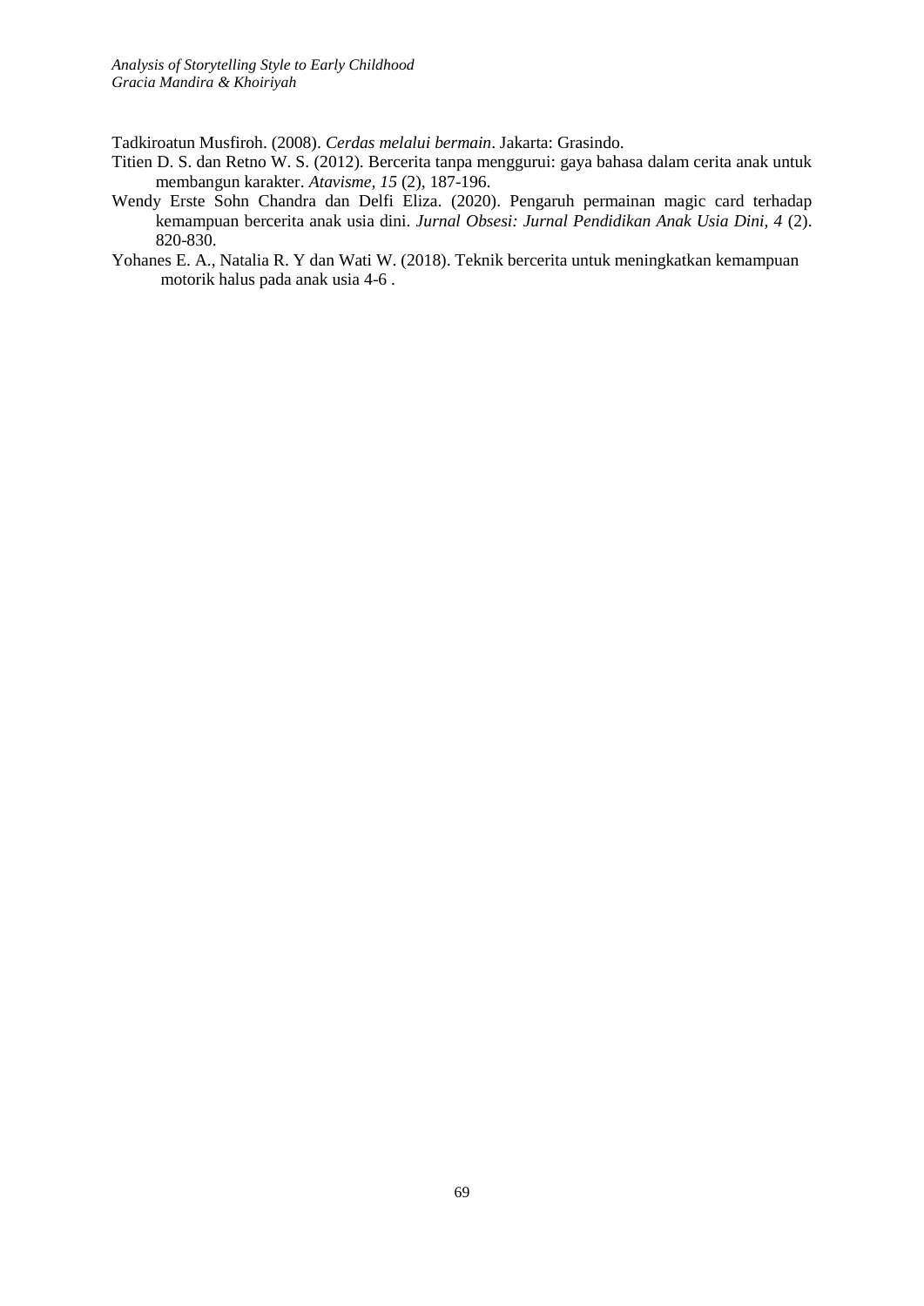Tadkiroatun Musfiroh. (2008). *Cerdas melalui bermain*. Jakarta: Grasindo.

Titien D. S. dan Retno W. S. (2012). Bercerita tanpa menggurui: gaya bahasa dalam cerita anak untuk membangun karakter. *Atavisme, 15* (2), 187-196.

Wendy Erste Sohn Chandra dan Delfi Eliza. (2020). Pengaruh permainan magic card terhadap kemampuan bercerita anak usia dini. *Jurnal Obsesi: Jurnal Pendidikan Anak Usia Dini, 4* (2). 820-830.

Yohanes E. A., Natalia R. Y dan Wati W. (2018). Teknik bercerita untuk meningkatkan kemampuan motorik halus pada anak usia 4-6 .